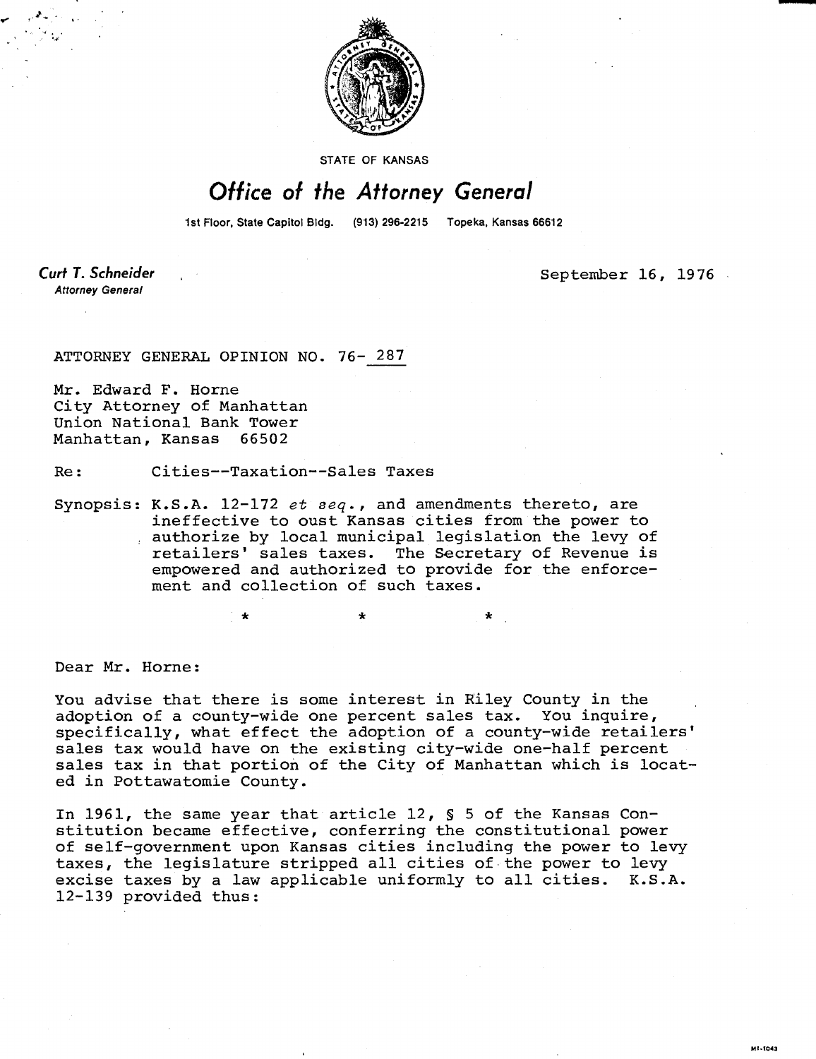STATE OF KANSAS

# Office of the Attorney General

1st Floor, State Capitol Bldg. (913) 296-2215 Topeka, Kansas 66612

**Curt T. Schneider**
*Attorney General*

September 16, 1976

ATTORNEY GENERAL OPINION NO. 76-287

Mr. Edward F. Horne
City Attorney of Manhattan
Union National Bank Tower
Manhattan, Kansas 66502

Re: Cities--Taxation--Sales Taxes

Synopsis: K.S.A. 12-172 *et seq.*, and amendments thereto, are ineffective to oust Kansas cities from the power to authorize by local municipal legislation the levy of retailers' sales taxes. The Secretary of Revenue is empowered and authorized to provide for the enforcement and collection of such taxes.

\* \* \*

Dear Mr. Horne:

You advise that there is some interest in Riley County in the adoption of a county-wide one percent sales tax. You inquire, specifically, what effect the adoption of a county-wide retailers' sales tax would have on the existing city-wide one-half percent sales tax in that portion of the City of Manhattan which is located in Pottawatomie County.

In 1961, the same year that article 12, § 5 of the Kansas Constitution became effective, conferring the constitutional power of self-government upon Kansas cities including the power to levy taxes, the legislature stripped all cities of the power to levy excise taxes by a law applicable uniformly to all cities. K.S.A. 12-139 provided thus: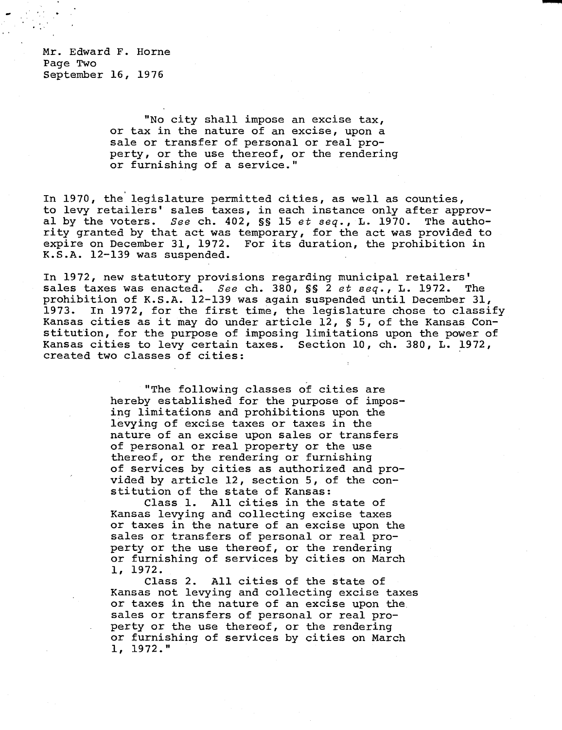"No city shall impose an excise tax, or tax in the nature of an excise, upon a sale or transfer of personal or real property, or the use thereof, or the rendering or furnishing of a service."

In 1970, the legislature permitted cities, as well as counties, to levy retailers' sales taxes, in each instance only after approval by the voters. *See* ch. 402, §§ 15 *et seq.*, L. 1970. The authority granted by that act was temporary, for the act was provided to expire on December 31, 1972. For its duration, the prohibition in K.S.A. 12-139 was suspended.

In 1972, new statutory provisions regarding municipal retailers' sales taxes was enacted. *See* ch. 380, §§ 2 *et seq.*, L. 1972. The prohibition of K.S.A. 12-139 was again suspended until December 31, 1973. In 1972, for the first time, the legislature chose to classify Kansas cities as it may do under article 12, § 5, of the Kansas Constitution, for the purpose of imposing limitations upon the power of Kansas cities to levy certain taxes. Section 10, ch. 380, L. 1972, created two classes of cities:

"The following classes of cities are hereby established for the purpose of imposing limitations and prohibitions upon the levying of excise taxes or taxes in the nature of an excise upon sales or transfers of personal or real property or the use thereof, or the rendering or furnishing of services by cities as authorized and provided by article 12, section 5, of the constitution of the state of Kansas:

Class 1. All cities in the state of Kansas levying and collecting excise taxes or taxes in the nature of an excise upon the sales or transfers of personal or real property or the use thereof, or the rendering or furnishing of services by cities on March 1, 1972.

Class 2. All cities of the state of Kansas not levying and collecting excise taxes or taxes in the nature of an excise upon the sales or transfers of personal or real property or the use thereof, or the rendering or furnishing of services by cities on March 1, 1972."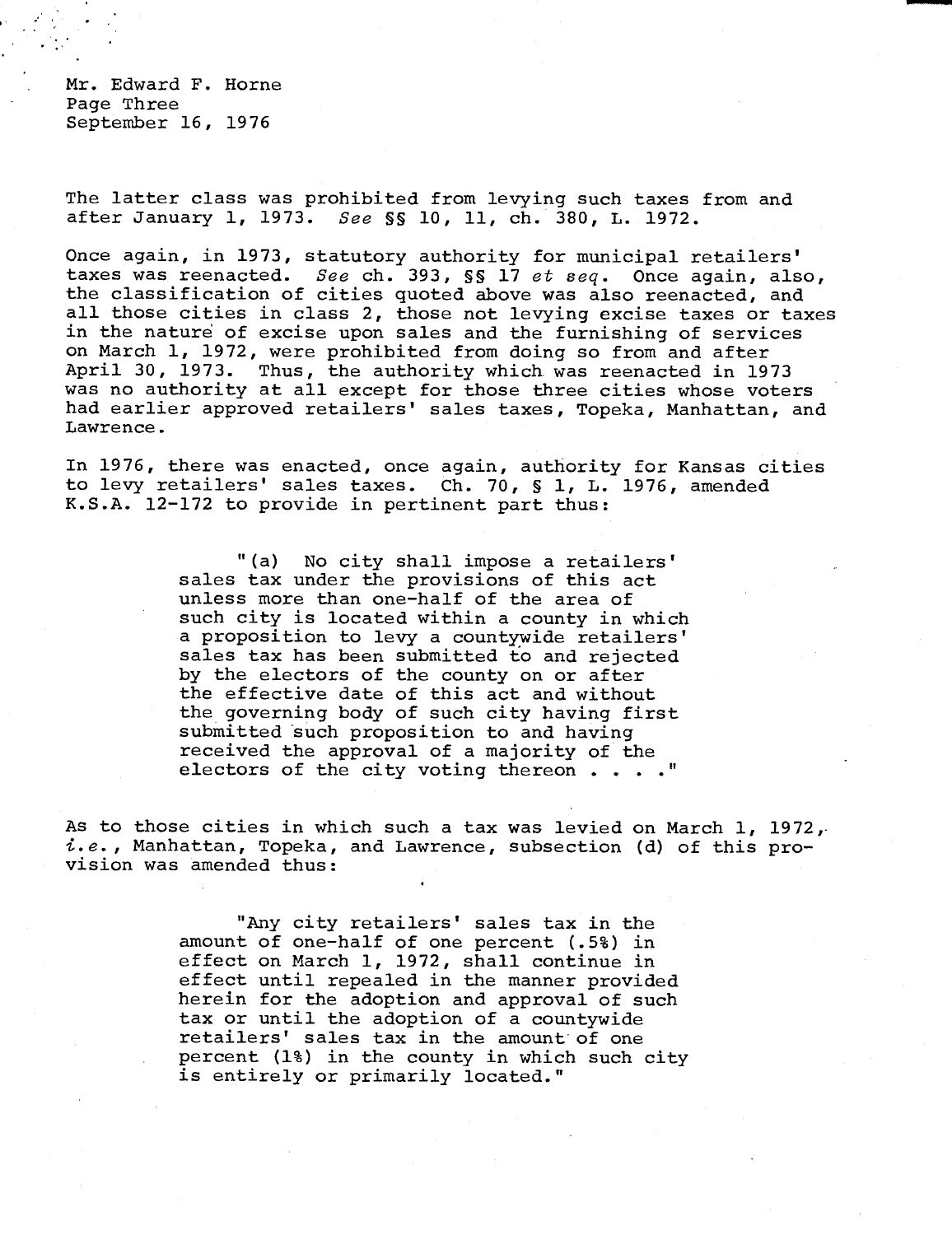The latter class was prohibited from levying such taxes from and after January 1, 1973. *See* §§ 10, 11, ch. 380, L. 1972.

Once again, in 1973, statutory authority for municipal retailers' taxes was reenacted. *See* ch. 393, §§ 17 *et seq.* Once again, also, the classification of cities quoted above was also reenacted, and all those cities in class 2, those not levying excise taxes or taxes in the nature of excise upon sales and the furnishing of services on March 1, 1972, were prohibited from doing so from and after April 30, 1973. Thus, the authority which was reenacted in 1973 was no authority at all except for those three cities whose voters had earlier approved retailers' sales taxes, Topeka, Manhattan, and Lawrence.

In 1976, there was enacted, once again, authority for Kansas cities to levy retailers' sales taxes. Ch. 70, § 1, L. 1976, amended K.S.A. 12-172 to provide in pertinent part thus:

> "(a) No city shall impose a retailers' sales tax under the provisions of this act unless more than one-half of the area of such city is located within a county in which a proposition to levy a countywide retailers' sales tax has been submitted to and rejected by the electors of the county on or after the effective date of this act and without the governing body of such city having first submitted such proposition to and having received the approval of a majority of the electors of the city voting thereon . . . ."

As to those cities in which such a tax was levied on March 1, 1972, *i.e.*, Manhattan, Topeka, and Lawrence, subsection (d) of this provision was amended thus:

> "Any city retailers' sales tax in the amount of one-half of one percent (.5%) in effect on March 1, 1972, shall continue in effect until repealed in the manner provided herein for the adoption and approval of such tax or until the adoption of a countywide retailers' sales tax in the amount of one percent (1%) in the county in which such city is entirely or primarily located."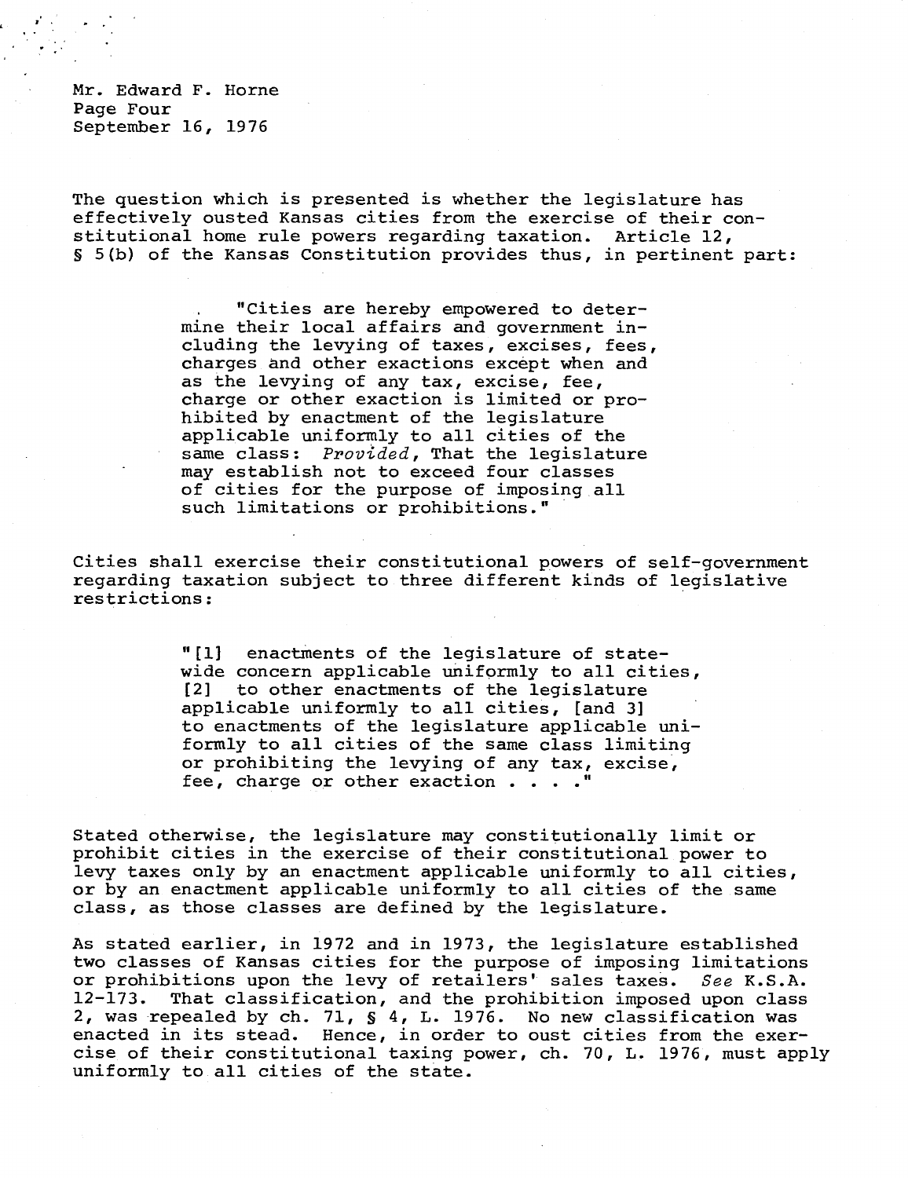The question which is presented is whether the legislature has effectively ousted Kansas cities from the exercise of their constitutional home rule powers regarding taxation. Article 12, § 5(b) of the Kansas Constitution provides thus, in pertinent part:

> "Cities are hereby empowered to determine their local affairs and government including the levying of taxes, excises, fees, charges and other exactions except when and as the levying of any tax, excise, fee, charge or other exaction is limited or prohibited by enactment of the legislature applicable uniformly to all cities of the same class: *Provided*, That the legislature may establish not to exceed four classes of cities for the purpose of imposing all such limitations or prohibitions."

Cities shall exercise their constitutional powers of self-government regarding taxation subject to three different kinds of legislative restrictions:

> "[1] enactments of the legislature of statewide concern applicable uniformly to all cities, [2] to other enactments of the legislature applicable uniformly to all cities, [and 3] to enactments of the legislature applicable uniformly to all cities of the same class limiting or prohibiting the levying of any tax, excise, fee, charge or other exaction . . . ."

Stated otherwise, the legislature may constitutionally limit or prohibit cities in the exercise of their constitutional power to levy taxes only by an enactment applicable uniformly to all cities, or by an enactment applicable uniformly to all cities of the same class, as those classes are defined by the legislature.

As stated earlier, in 1972 and in 1973, the legislature established two classes of Kansas cities for the purpose of imposing limitations or prohibitions upon the levy of retailers' sales taxes. *See* K.S.A. 12-173. That classification, and the prohibition imposed upon class 2, was repealed by ch. 71, § 4, L. 1976. No new classification was enacted in its stead. Hence, in order to oust cities from the exercise of their constitutional taxing power, ch. 70, L. 1976, must apply uniformly to all cities of the state.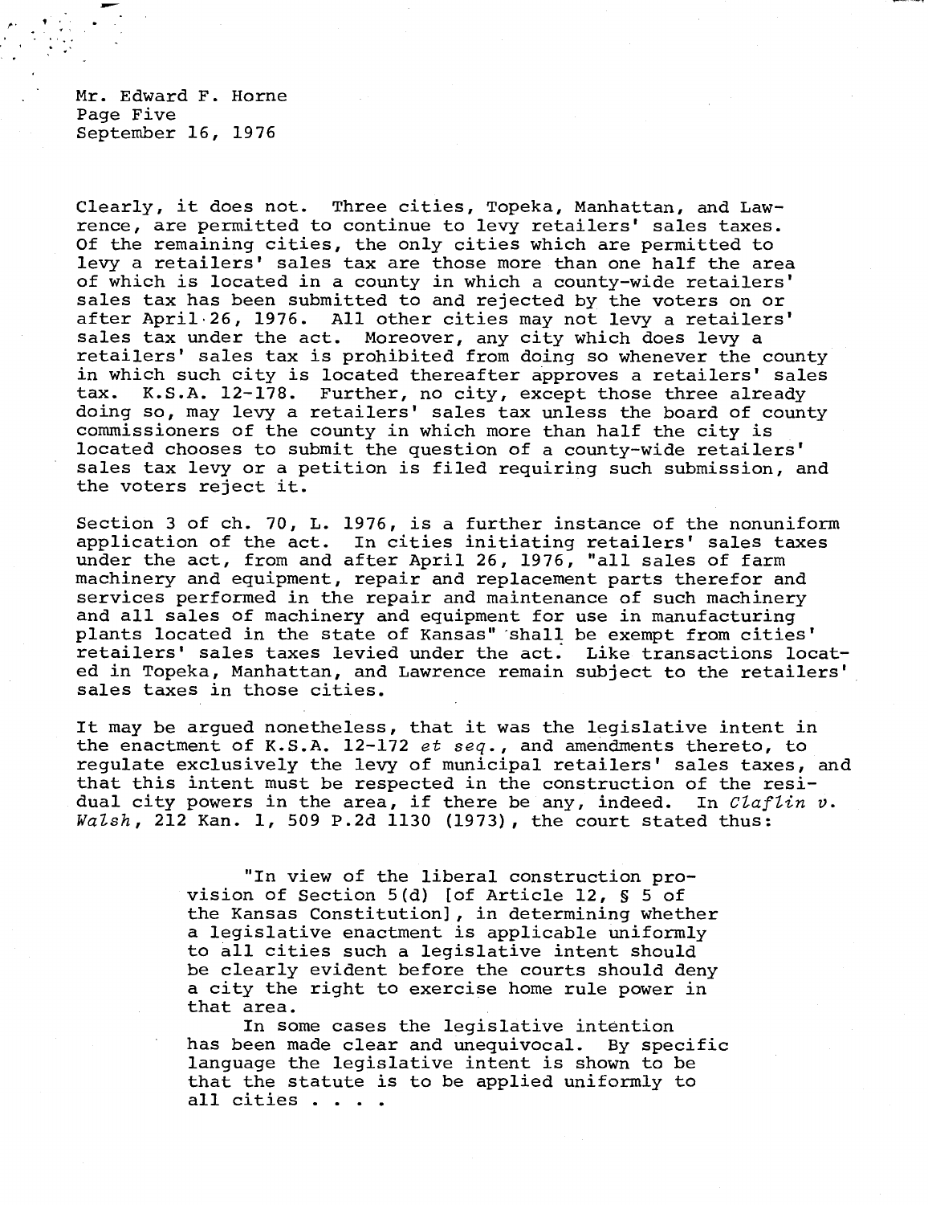Clearly, it does not. Three cities, Topeka, Manhattan, and Lawrence, are permitted to continue to levy retailers' sales taxes. Of the remaining cities, the only cities which are permitted to levy a retailers' sales tax are those more than one half the area of which is located in a county in which a county-wide retailers' sales tax has been submitted to and rejected by the voters on or after April 26, 1976. All other cities may not levy a retailers' sales tax under the act. Moreover, any city which does levy a retailers' sales tax is prohibited from doing so whenever the county in which such city is located thereafter approves a retailers' sales tax. K.S.A. 12-178. Further, no city, except those three already doing so, may levy a retailers' sales tax unless the board of county commissioners of the county in which more than half the city is located chooses to submit the question of a county-wide retailers' sales tax levy or a petition is filed requiring such submission, and the voters reject it.

Section 3 of ch. 70, L. 1976, is a further instance of the nonuniform application of the act. In cities initiating retailers' sales taxes under the act, from and after April 26, 1976, "all sales of farm machinery and equipment, repair and replacement parts therefor and services performed in the repair and maintenance of such machinery and all sales of machinery and equipment for use in manufacturing plants located in the state of Kansas" shall be exempt from cities' retailers' sales taxes levied under the act. Like transactions located in Topeka, Manhattan, and Lawrence remain subject to the retailers' sales taxes in those cities.

It may be argued nonetheless, that it was the legislative intent in the enactment of K.S.A. 12-172 *et seq.*, and amendments thereto, to regulate exclusively the levy of municipal retailers' sales taxes, and that this intent must be respected in the construction of the residual city powers in the area, if there be any, indeed. In *Claflin v. Walsh*, 212 Kan. 1, 509 P.2d 1130 (1973), the court stated thus:

> "In view of the liberal construction provision of Section 5(d) [of Article 12, § 5 of the Kansas Constitution], in determining whether a legislative enactment is applicable uniformly to all cities such a legislative intent should be clearly evident before the courts should deny a city the right to exercise home rule power in that area.
>
> In some cases the legislative intention has been made clear and unequivocal. By specific language the legislative intent is shown to be that the statute is to be applied uniformly to all cities . . . .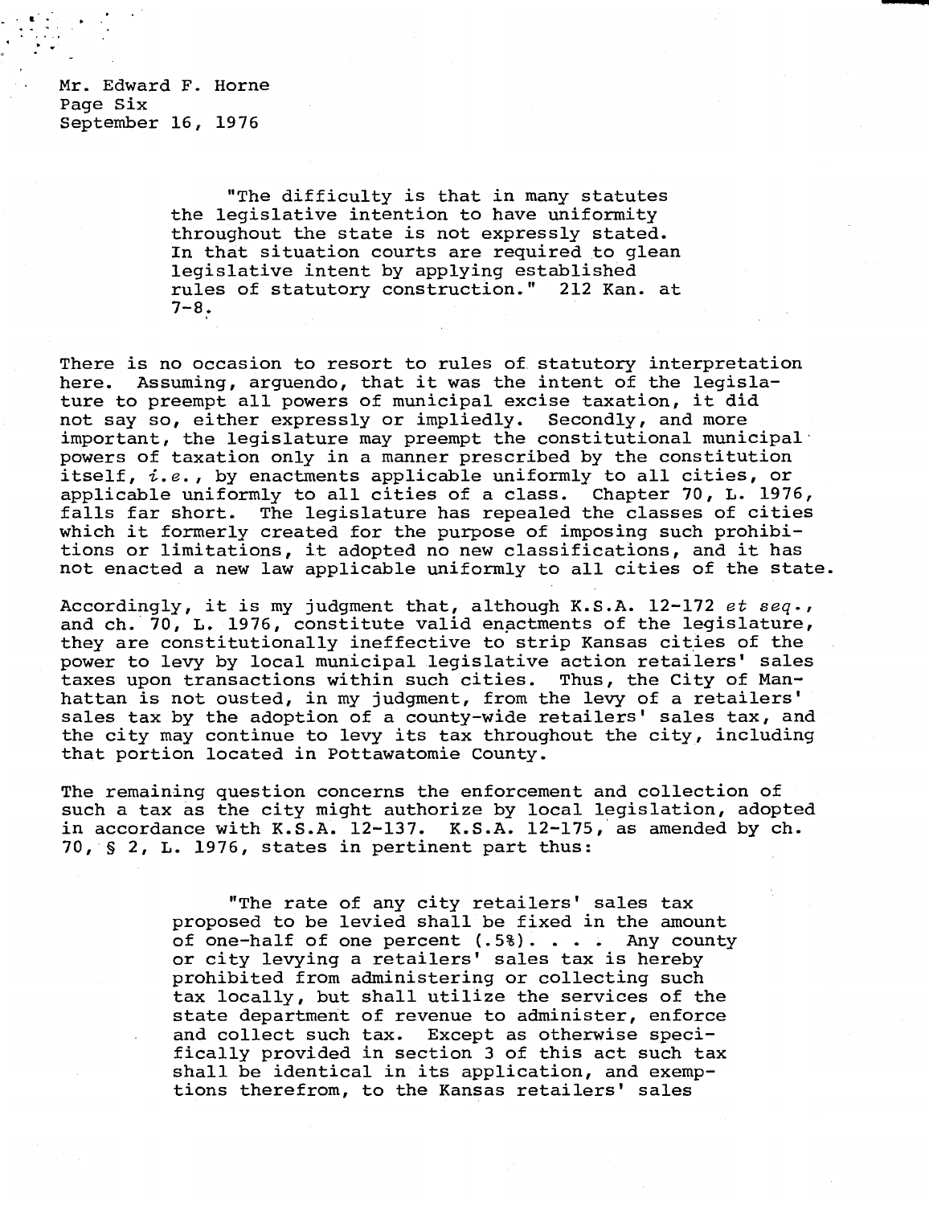"The difficulty is that in many statutes the legislative intention to have uniformity throughout the state is not expressly stated. In that situation courts are required to glean legislative intent by applying established rules of statutory construction." 212 Kan. at 7-8.

There is no occasion to resort to rules of statutory interpretation here. Assuming, arguendo, that it was the intent of the legislature to preempt all powers of municipal excise taxation, it did not say so, either expressly or impliedly. Secondly, and more important, the legislature may preempt the constitutional municipal powers of taxation only in a manner prescribed by the constitution itself, *i.e.*, by enactments applicable uniformly to all cities, or applicable uniformly to all cities of a class. Chapter 70, L. 1976, falls far short. The legislature has repealed the classes of cities which it formerly created for the purpose of imposing such prohibitions or limitations, it adopted no new classifications, and it has not enacted a new law applicable uniformly to all cities of the state.

Accordingly, it is my judgment that, although K.S.A. 12-172 *et seq.*, and ch. 70, L. 1976, constitute valid enactments of the legislature, they are constitutionally ineffective to strip Kansas cities of the power to levy by local municipal legislative action retailers' sales taxes upon transactions within such cities. Thus, the City of Manhattan is not ousted, in my judgment, from the levy of a retailers' sales tax by the adoption of a county-wide retailers' sales tax, and the city may continue to levy its tax throughout the city, including that portion located in Pottawatomie County.

The remaining question concerns the enforcement and collection of such a tax as the city might authorize by local legislation, adopted in accordance with K.S.A. 12-137. K.S.A. 12-175, as amended by ch. 70, § 2, L. 1976, states in pertinent part thus:

> "The rate of any city retailers' sales tax proposed to be levied shall be fixed in the amount of one-half of one percent (.5%). . . . Any county or city levying a retailers' sales tax is hereby prohibited from administering or collecting such tax locally, but shall utilize the services of the state department of revenue to administer, enforce and collect such tax. Except as otherwise specifically provided in section 3 of this act such tax shall be identical in its application, and exemptions therefrom, to the Kansas retailers' sales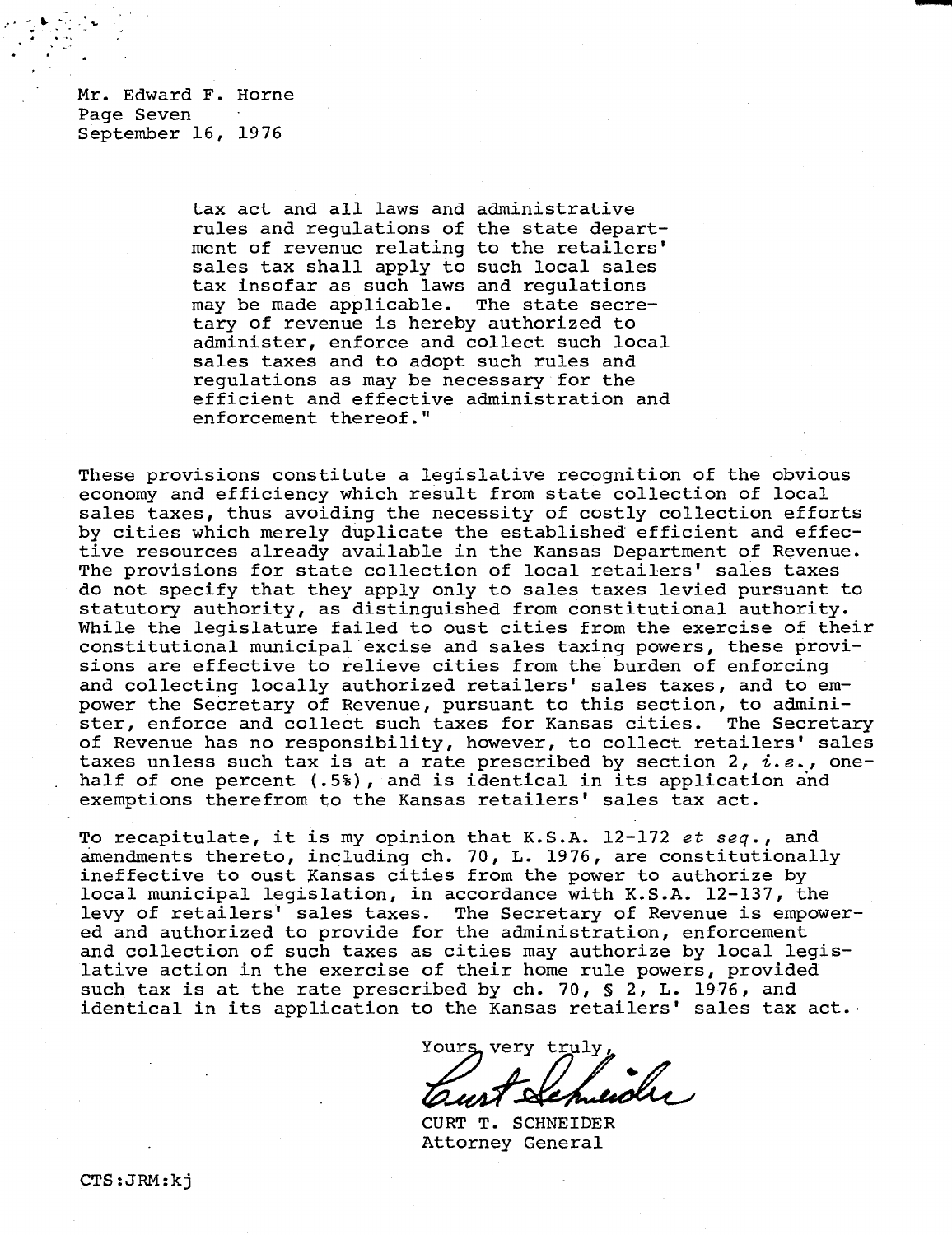Mr. Edward F. Horne
Page Seven
September 16, 1976

> tax act and all laws and administrative rules and regulations of the state department of revenue relating to the retailers' sales tax shall apply to such local sales tax insofar as such laws and regulations may be made applicable. The state secretary of revenue is hereby authorized to administer, enforce and collect such local sales taxes and to adopt such rules and regulations as may be necessary for the efficient and effective administration and enforcement thereof."

These provisions constitute a legislative recognition of the obvious economy and efficiency which result from state collection of local sales taxes, thus avoiding the necessity of costly collection efforts by cities which merely duplicate the established efficient and effective resources already available in the Kansas Department of Revenue. The provisions for state collection of local retailers' sales taxes do not specify that they apply only to sales taxes levied pursuant to statutory authority, as distinguished from constitutional authority. While the legislature failed to oust cities from the exercise of their constitutional municipal excise and sales taxing powers, these provisions are effective to relieve cities from the burden of enforcing and collecting locally authorized retailers' sales taxes, and to empower the Secretary of Revenue, pursuant to this section, to administer, enforce and collect such taxes for Kansas cities. The Secretary of Revenue has no responsibility, however, to collect retailers' sales taxes unless such tax is at a rate prescribed by section 2, *i.e.*, one-half of one percent (.5%), and is identical in its application and exemptions therefrom to the Kansas retailers' sales tax act.

To recapitulate, it is my opinion that K.S.A. 12-172 *et seq.*, and amendments thereto, including ch. 70, L. 1976, are constitutionally ineffective to oust Kansas cities from the power to authorize by local municipal legislation, in accordance with K.S.A. 12-137, the levy of retailers' sales taxes. The Secretary of Revenue is empowered and authorized to provide for the administration, enforcement and collection of such taxes as cities may authorize by local legislative action in the exercise of their home rule powers, provided such tax is at the rate prescribed by ch. 70, § 2, L. 1976, and identical in its application to the Kansas retailers' sales tax act.

Yours very truly,

Curt Schneider

CURT T. SCHNEIDER
Attorney General

CTS:JRM:kj